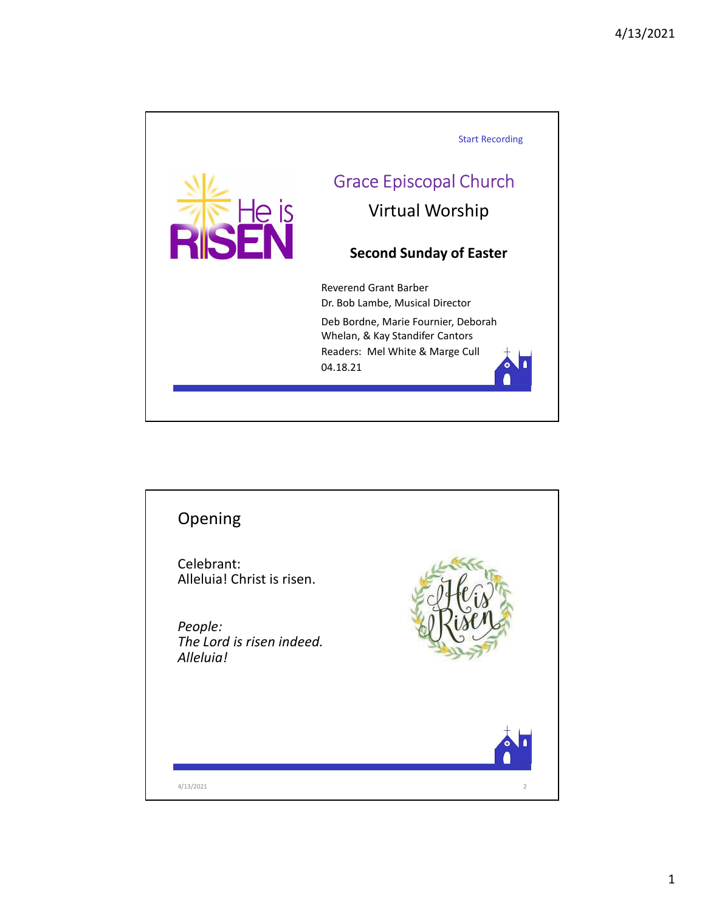Start Recording

# Grace Episcopal Church

## Virtual Worship

**Second Sunday of Easter**

Reverend Grant Barber
Dr. Bob Lambe, Musical Director

Deb Bordne, Marie Fournier, Deborah Whelan, & Kay Standifer Cantors

Readers: Mel White & Marge Cull

04.18.21

## Opening

Celebrant:
Alleluia! Christ is risen.

*People:*
*The Lord is risen indeed.*
*Alleluia!*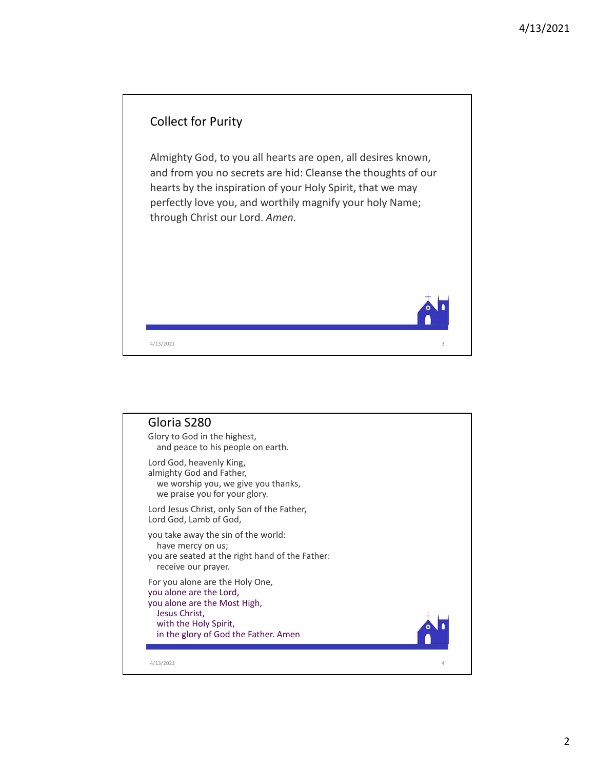## Collect for Purity

Almighty God, to you all hearts are open, all desires known, and from you no secrets are hid: Cleanse the thoughts of our hearts by the inspiration of your Holy Spirit, that we may perfectly love you, and worthily magnify your holy Name; through Christ our Lord. *Amen.*

## Gloria S280

Glory to God in the highest,
  and peace to his people on earth.

Lord God, heavenly King,
almighty God and Father,
  we worship you, we give you thanks,
  we praise you for your glory.

Lord Jesus Christ, only Son of the Father,
Lord God, Lamb of God,

you take away the sin of the world:
  have mercy on us;
you are seated at the right hand of the Father:
  receive our prayer.

For you alone are the Holy One,
you alone are the Lord,
you alone are the Most High,
  Jesus Christ,
  with the Holy Spirit,
  in the glory of God the Father. Amen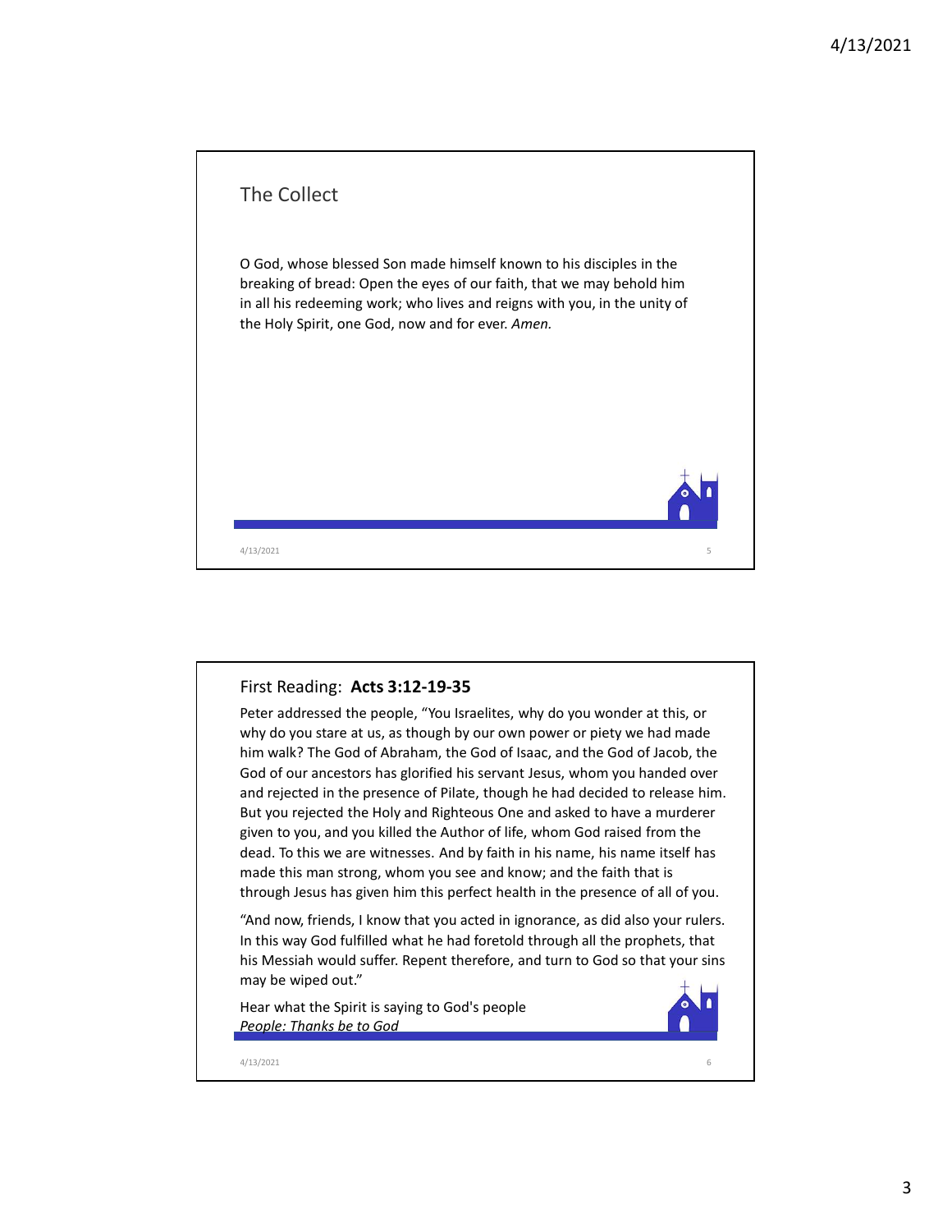## The Collect

O God, whose blessed Son made himself known to his disciples in the breaking of bread: Open the eyes of our faith, that we may behold him in all his redeeming work; who lives and reigns with you, in the unity of the Holy Spirit, one God, now and for ever. *Amen.*

## First Reading: **Acts 3:12-19-35**

Peter addressed the people, "You Israelites, why do you wonder at this, or why do you stare at us, as though by our own power or piety we had made him walk? The God of Abraham, the God of Isaac, and the God of Jacob, the God of our ancestors has glorified his servant Jesus, whom you handed over and rejected in the presence of Pilate, though he had decided to release him. But you rejected the Holy and Righteous One and asked to have a murderer given to you, and you killed the Author of life, whom God raised from the dead. To this we are witnesses. And by faith in his name, his name itself has made this man strong, whom you see and know; and the faith that is through Jesus has given him this perfect health in the presence of all of you.

"And now, friends, I know that you acted in ignorance, as did also your rulers. In this way God fulfilled what he had foretold through all the prophets, that his Messiah would suffer. Repent therefore, and turn to God so that your sins may be wiped out."

Hear what the Spirit is saying to God's people
*People: Thanks be to God*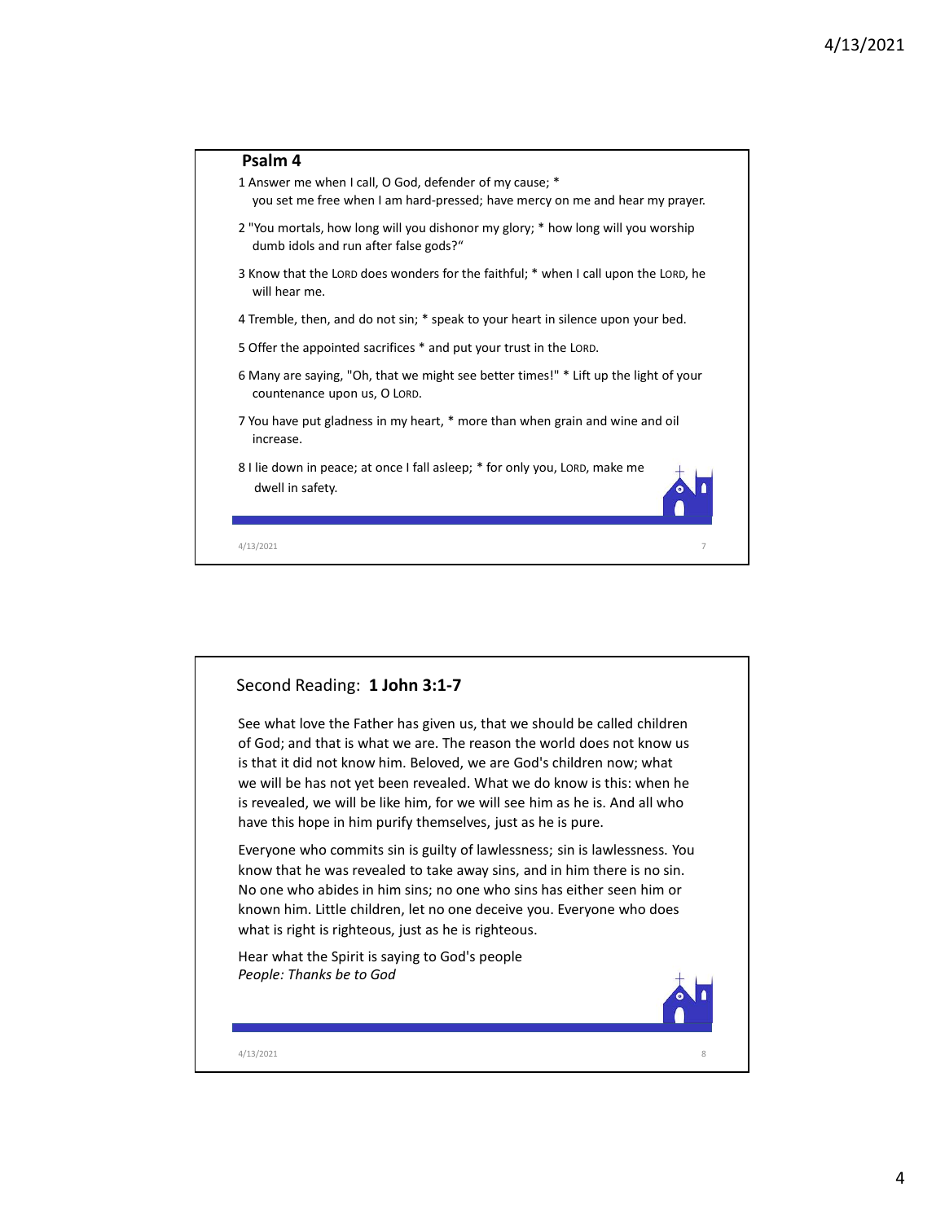## Psalm 4

1 Answer me when I call, O God, defender of my cause; *
you set me free when I am hard-pressed; have mercy on me and hear my prayer.

2 "You mortals, how long will you dishonor my glory; * how long will you worship dumb idols and run after false gods?"

3 Know that the LORD does wonders for the faithful; * when I call upon the LORD, he will hear me.

4 Tremble, then, and do not sin; * speak to your heart in silence upon your bed.

5 Offer the appointed sacrifices * and put your trust in the LORD.

6 Many are saying, "Oh, that we might see better times!" * Lift up the light of your countenance upon us, O LORD.

7 You have put gladness in my heart, * more than when grain and wine and oil increase.

8 I lie down in peace; at once I fall asleep; * for only you, LORD, make me dwell in safety.

## Second Reading: **1 John 3:1-7**

See what love the Father has given us, that we should be called children of God; and that is what we are. The reason the world does not know us is that it did not know him. Beloved, we are God's children now; what we will be has not yet been revealed. What we do know is this: when he is revealed, we will be like him, for we will see him as he is. And all who have this hope in him purify themselves, just as he is pure.

Everyone who commits sin is guilty of lawlessness; sin is lawlessness. You know that he was revealed to take away sins, and in him there is no sin. No one who abides in him sins; no one who sins has either seen him or known him. Little children, let no one deceive you. Everyone who does what is right is righteous, just as he is righteous.

Hear what the Spirit is saying to God's people
*People: Thanks be to God*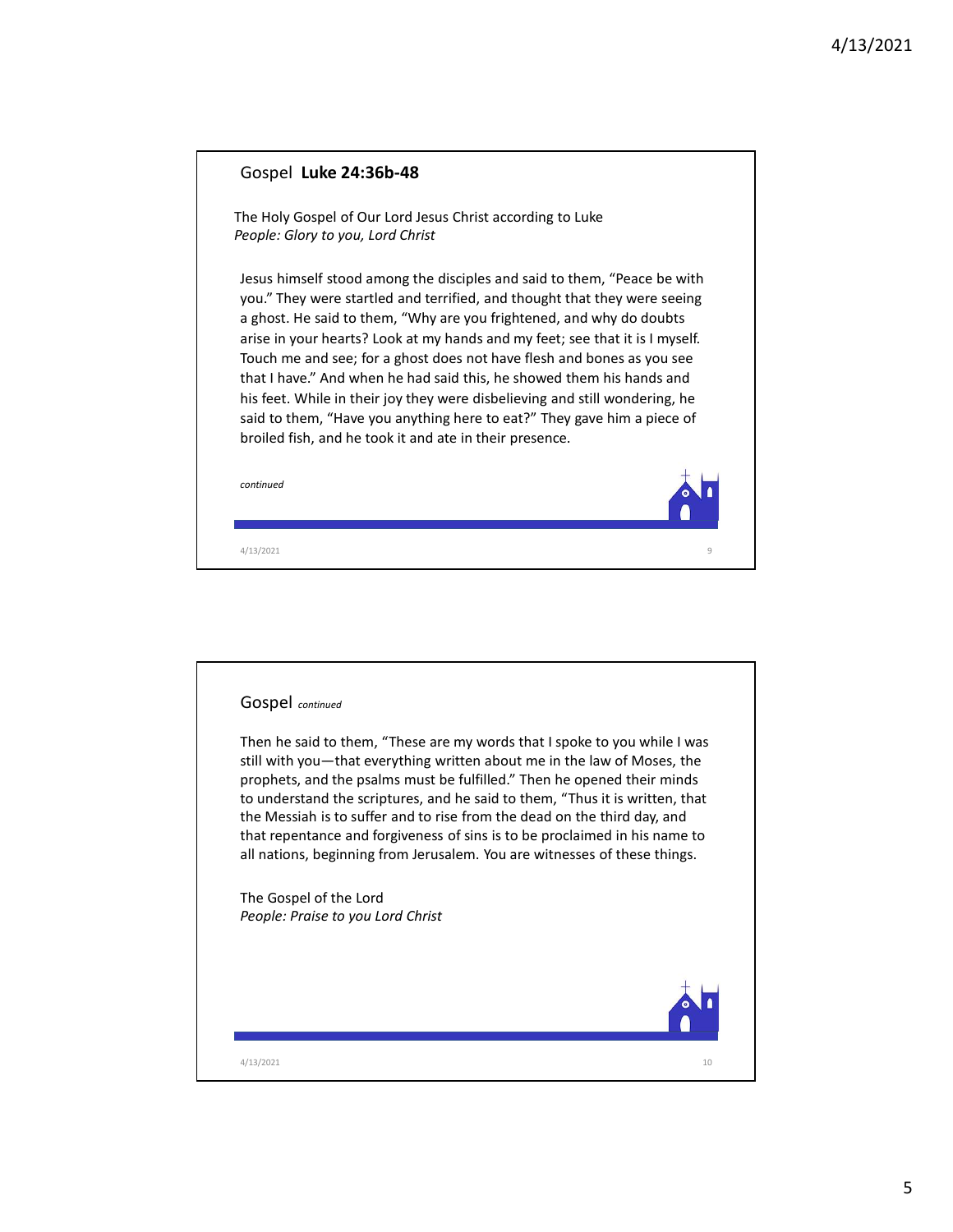## Gospel **Luke 24:36b-48**

The Holy Gospel of Our Lord Jesus Christ according to Luke
*People: Glory to you, Lord Christ*

Jesus himself stood among the disciples and said to them, "Peace be with you." They were startled and terrified, and thought that they were seeing a ghost. He said to them, "Why are you frightened, and why do doubts arise in your hearts? Look at my hands and my feet; see that it is I myself. Touch me and see; for a ghost does not have flesh and bones as you see that I have." And when he had said this, he showed them his hands and his feet. While in their joy they were disbelieving and still wondering, he said to them, "Have you anything here to eat?" They gave him a piece of broiled fish, and he took it and ate in their presence.

*continued*

## Gospel *continued*

Then he said to them, "These are my words that I spoke to you while I was still with you—that everything written about me in the law of Moses, the prophets, and the psalms must be fulfilled." Then he opened their minds to understand the scriptures, and he said to them, "Thus it is written, that the Messiah is to suffer and to rise from the dead on the third day, and that repentance and forgiveness of sins is to be proclaimed in his name to all nations, beginning from Jerusalem. You are witnesses of these things.

The Gospel of the Lord
*People: Praise to you Lord Christ*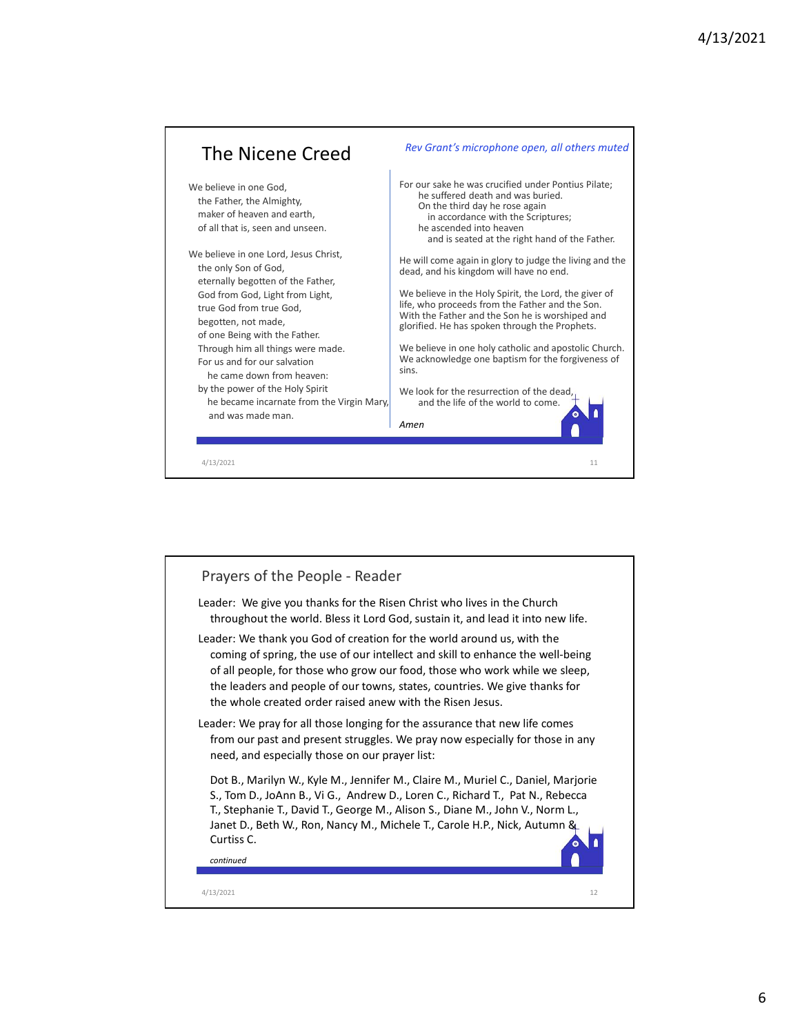## The Nicene Creed

*Rev Grant's microphone open, all others muted*

We believe in one God,
the Father, the Almighty,
maker of heaven and earth,
of all that is, seen and unseen.

We believe in one Lord, Jesus Christ,
the only Son of God,
eternally begotten of the Father,
God from God, Light from Light,
true God from true God,
begotten, not made,
of one Being with the Father.
Through him all things were made.
For us and for our salvation
he came down from heaven:
by the power of the Holy Spirit
he became incarnate from the Virgin Mary,
and was made man.

For our sake he was crucified under Pontius Pilate;
he suffered death and was buried.
On the third day he rose again
in accordance with the Scriptures;
he ascended into heaven
and is seated at the right hand of the Father.

He will come again in glory to judge the living and the dead, and his kingdom will have no end.

We believe in the Holy Spirit, the Lord, the giver of life, who proceeds from the Father and the Son. With the Father and the Son he is worshiped and glorified. He has spoken through the Prophets.

We believe in one holy catholic and apostolic Church. We acknowledge one baptism for the forgiveness of sins.

We look for the resurrection of the dead,
and the life of the world to come.

*Amen*

## Prayers of the People - Reader

Leader: We give you thanks for the Risen Christ who lives in the Church throughout the world. Bless it Lord God, sustain it, and lead it into new life.

Leader: We thank you God of creation for the world around us, with the coming of spring, the use of our intellect and skill to enhance the well-being of all people, for those who grow our food, those who work while we sleep, the leaders and people of our towns, states, countries. We give thanks for the whole created order raised anew with the Risen Jesus.

Leader: We pray for all those longing for the assurance that new life comes from our past and present struggles. We pray now especially for those in any need, and especially those on our prayer list:

Dot B., Marilyn W., Kyle M., Jennifer M., Claire M., Muriel C., Daniel, Marjorie S., Tom D., JoAnn B., Vi G., Andrew D., Loren C., Richard T., Pat N., Rebecca T., Stephanie T., David T., George M., Alison S., Diane M., John V., Norm L., Janet D., Beth W., Ron, Nancy M., Michele T., Carole H.P., Nick, Autumn & Curtiss C.

*continued*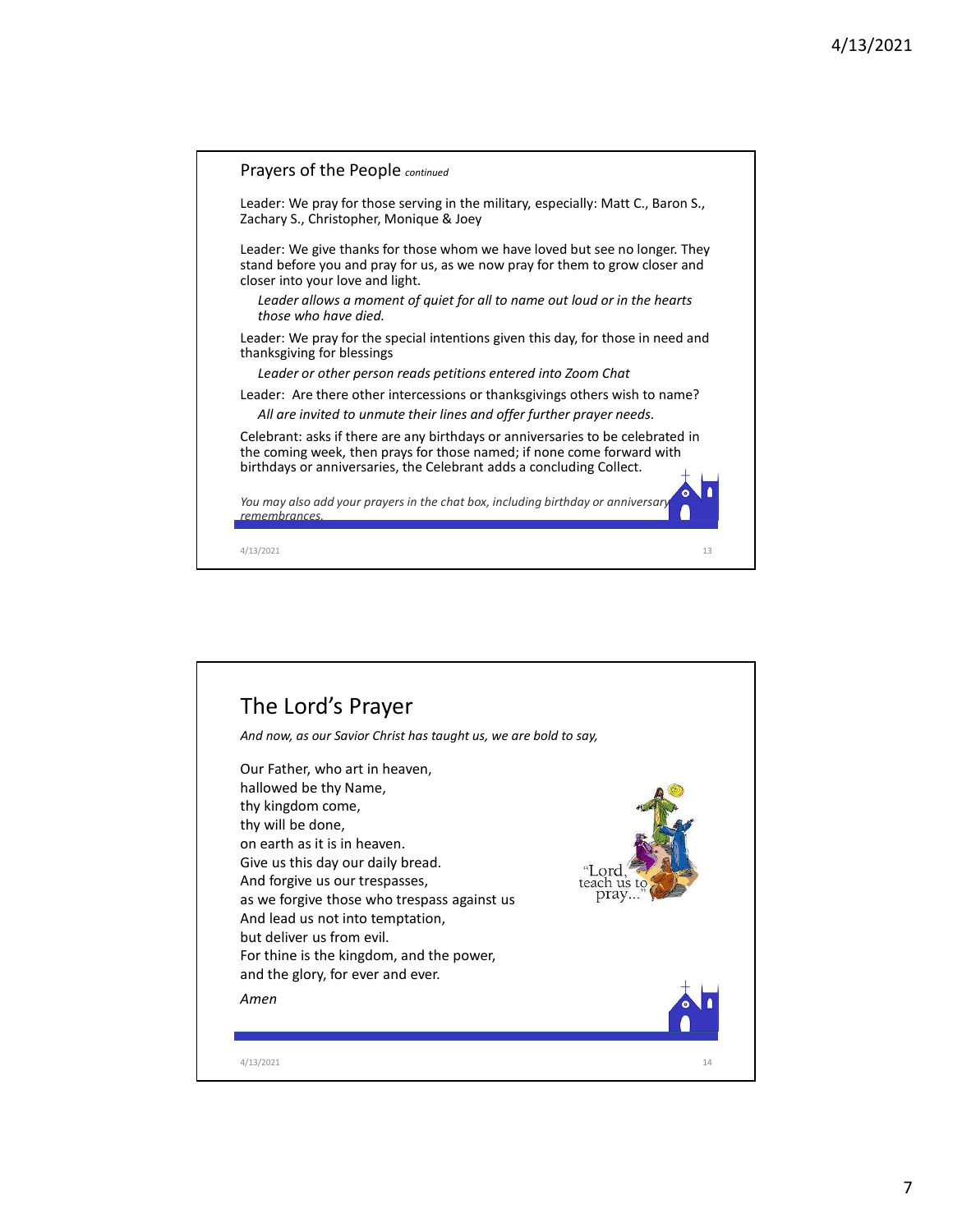## Prayers of the People *continued*

Leader: We pray for those serving in the military, especially: Matt C., Baron S., Zachary S., Christopher, Monique & Joey

Leader: We give thanks for those whom we have loved but see no longer. They stand before you and pray for us, as we now pray for them to grow closer and closer into your love and light.

*Leader allows a moment of quiet for all to name out loud or in the hearts those who have died.*

Leader: We pray for the special intentions given this day, for those in need and thanksgiving for blessings

*Leader or other person reads petitions entered into Zoom Chat*

Leader: Are there other intercessions or thanksgivings others wish to name?

*All are invited to unmute their lines and offer further prayer needs.*

Celebrant: asks if there are any birthdays or anniversaries to be celebrated in the coming week, then prays for those named; if none come forward with birthdays or anniversaries, the Celebrant adds a concluding Collect.

*You may also add your prayers in the chat box, including birthday or anniversary remembrances.*

## The Lord's Prayer

*And now, as our Savior Christ has taught us, we are bold to say,*

Our Father, who art in heaven,
hallowed be thy Name,
thy kingdom come,
thy will be done,
on earth as it is in heaven.
Give us this day our daily bread.
And forgive us our trespasses,
as we forgive those who trespass against us
And lead us not into temptation,
but deliver us from evil.
For thine is the kingdom, and the power,
and the glory, for ever and ever.

*Amen*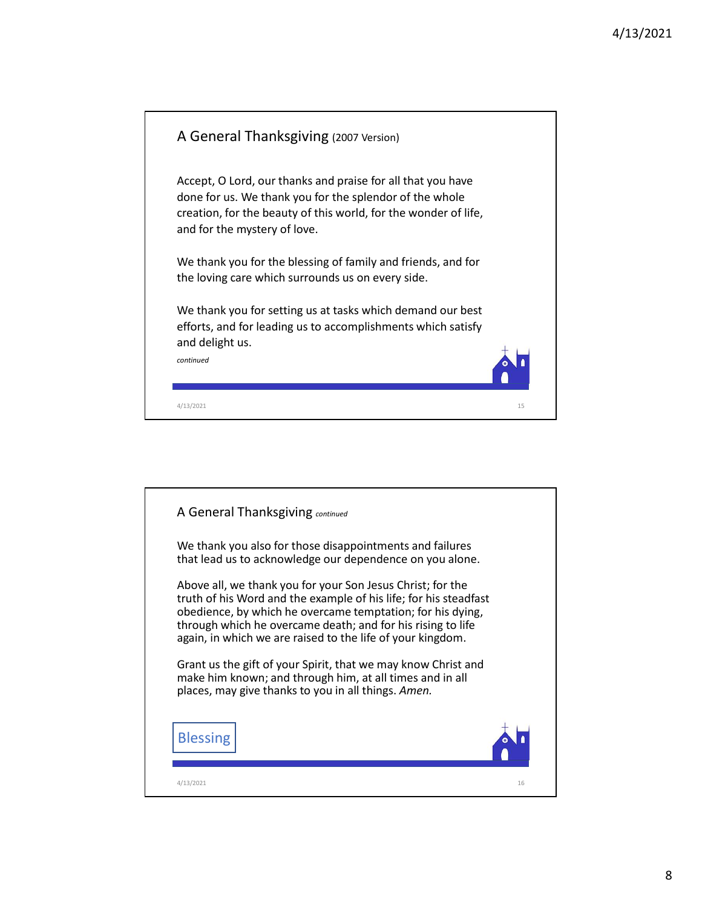## A General Thanksgiving (2007 Version)

Accept, O Lord, our thanks and praise for all that you have done for us. We thank you for the splendor of the whole creation, for the beauty of this world, for the wonder of life, and for the mystery of love.

We thank you for the blessing of family and friends, and for the loving care which surrounds us on every side.

We thank you for setting us at tasks which demand our best efforts, and for leading us to accomplishments which satisfy and delight us.

*continued*

## A General Thanksgiving *continued*

We thank you also for those disappointments and failures that lead us to acknowledge our dependence on you alone.

Above all, we thank you for your Son Jesus Christ; for the truth of his Word and the example of his life; for his steadfast obedience, by which he overcame temptation; for his dying, through which he overcame death; and for his rising to life again, in which we are raised to the life of your kingdom.

Grant us the gift of your Spirit, that we may know Christ and make him known; and through him, at all times and in all places, may give thanks to you in all things. *Amen.*

Blessing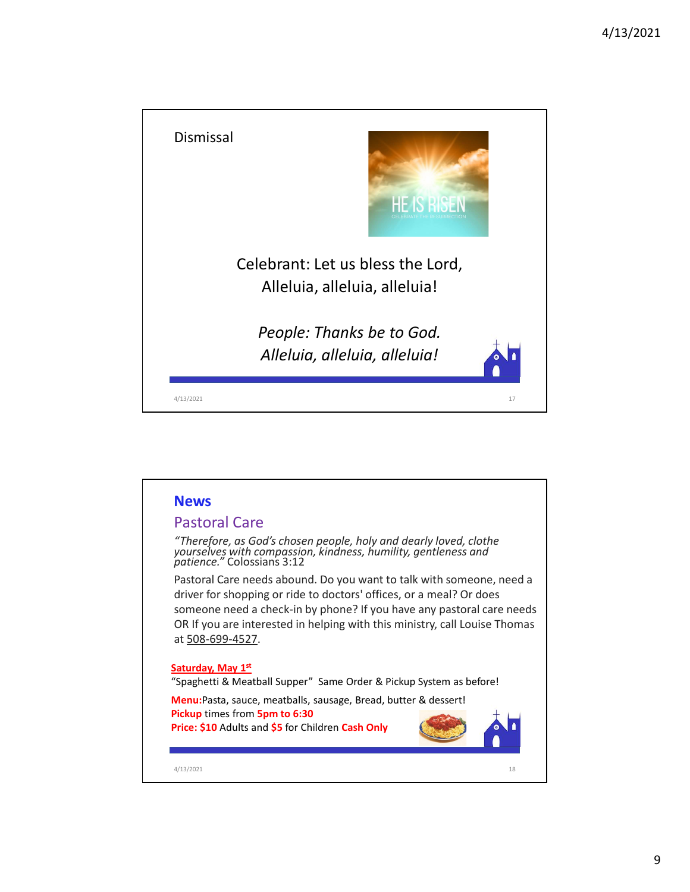Dismissal

Celebrant: Let us bless the Lord,
Alleluia, alleluia, alleluia!

*People: Thanks be to God.*
*Alleluia, alleluia, alleluia!*

## News

### Pastoral Care

*"Therefore, as God's chosen people, holy and dearly loved, clothe yourselves with compassion, kindness, humility, gentleness and patience."* Colossians 3:12

Pastoral Care needs abound. Do you want to talk with someone, need a driver for shopping or ride to doctors' offices, or a meal? Or does someone need a check-in by phone? If you have any pastoral care needs OR If you are interested in helping with this ministry, call Louise Thomas at 508-699-4527.

**Saturday, May 1st**

"Spaghetti & Meatball Supper" Same Order & Pickup System as before!

**Menu:** Pasta, sauce, meatballs, sausage, Bread, butter & dessert!
**Pickup** times from **5pm to 6:30**
**Price: $10** Adults and **$5** for Children **Cash Only**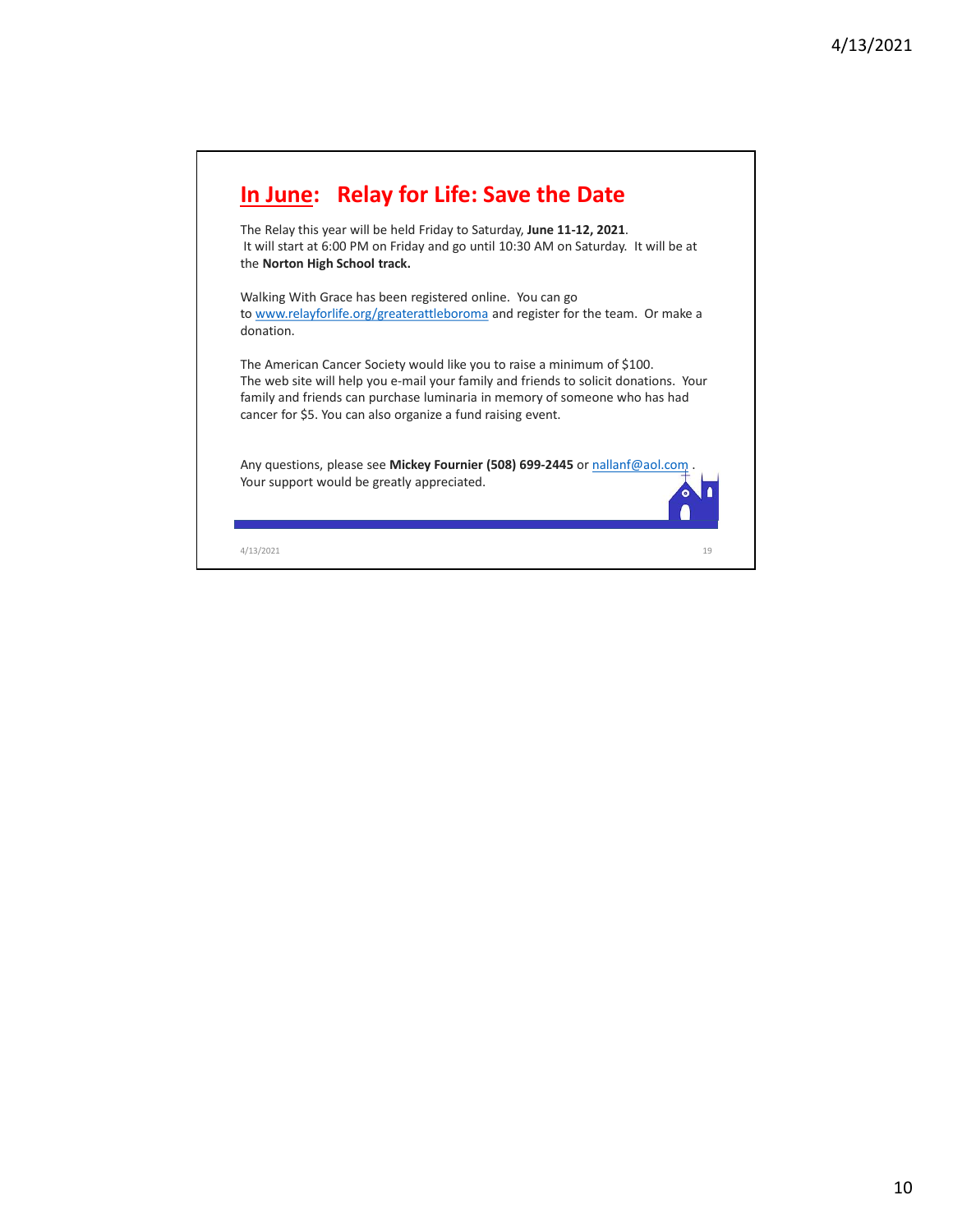# In June: Relay for Life: Save the Date

The Relay this year will be held Friday to Saturday, **June 11-12, 2021**.
It will start at 6:00 PM on Friday and go until 10:30 AM on Saturday. It will be at the **Norton High School track.**

Walking With Grace has been registered online. You can go to www.relayforlife.org/greaterattleboroma and register for the team. Or make a donation.

The American Cancer Society would like you to raise a minimum of $100.
The web site will help you e-mail your family and friends to solicit donations. Your family and friends can purchase luminaria in memory of someone who has had cancer for $5. You can also organize a fund raising event.

Any questions, please see **Mickey Fournier (508) 699-2445** or nallanf@aol.com .
Your support would be greatly appreciated.